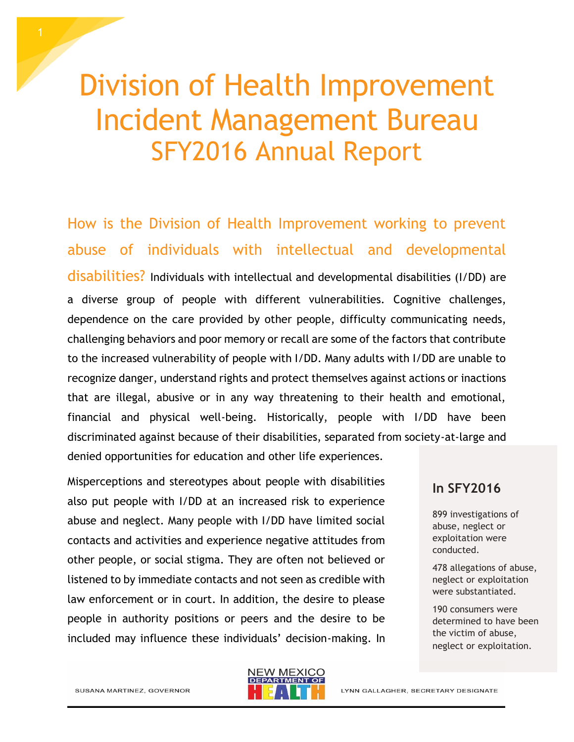# Division of Health Improvement Incident Management Bureau SFY2016 Annual Report

## How is the Division of Health Improvement working to prevent abuse of individuals with intellectual and developmental disabilities?

Individuals with intellectual and developmental disabilities (I/DD) are a diverse group of people with different vulnerabilities. Cognitive challenges, dependence on the care provided by other people, difficulty communicating needs, challenging behaviors and poor memory or recall are some of the factors that contribute to the increased vulnerability of people with I/DD. Many adults with I/DD are unable to recognize danger, understand rights and protect themselves against actions or inactions that are illegal, abusive or in any way threatening to their health and emotional, financial and physical well-being. Historically, people with I/DD have been discriminated against because of their disabilities, separated from society-at-large and denied opportunities for education and other life experiences.

Misperceptions and stereotypes about people with disabilities also put people with I/DD at an increased risk to experience abuse and neglect. Many people with I/DD have limited social contacts and activities and experience negative attitudes from other people, or social stigma. They are often not believed or listened to by immediate contacts and not seen as credible with law enforcement or in court. In addition, the desire to please people in authority positions or peers and the desire to be included may influence these individuals' decision-making. In

### In SFY2016

899 investigations of abuse, neglect or exploitation were conducted.

478 allegations of abuse, neglect or exploitation were substantiated.

190 consumers were determined to have been the victim of abuse, neglect or exploitation.

SUSANA MARTINEZ, GOVERNOR

NEW MEXICO DEPARTMENT OF HEALTH

LYNN GALLAGHER, SECRETARY DESIGNATE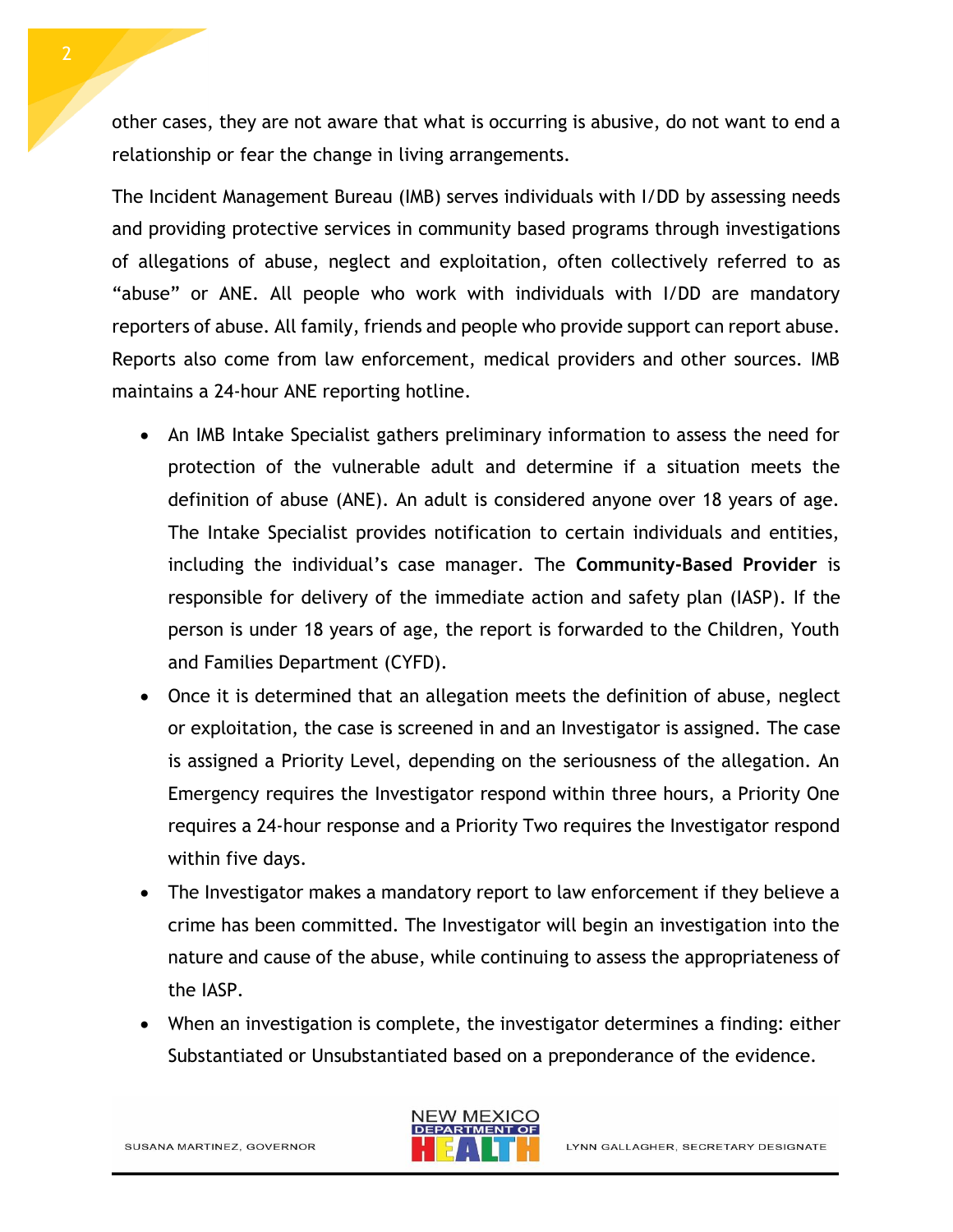other cases, they are not aware that what is occurring is abusive, do not want to end a relationship or fear the change in living arrangements.

The Incident Management Bureau (IMB) serves individuals with I/DD by assessing needs and providing protective services in community based programs through investigations of allegations of abuse, neglect and exploitation, often collectively referred to as "abuse" or ANE. All people who work with individuals with I/DD are mandatory reporters of abuse. All family, friends and people who provide support can report abuse. Reports also come from law enforcement, medical providers and other sources. IMB maintains a 24-hour ANE reporting hotline.

- An IMB Intake Specialist gathers preliminary information to assess the need for protection of the vulnerable adult and determine if a situation meets the definition of abuse (ANE). An adult is considered anyone over 18 years of age. The Intake Specialist provides notification to certain individuals and entities, including the individual's case manager. The **Community-Based Provider** is responsible for delivery of the immediate action and safety plan (IASP). If the person is under 18 years of age, the report is forwarded to the Children, Youth and Families Department (CYFD).
- Once it is determined that an allegation meets the definition of abuse, neglect or exploitation, the case is screened in and an Investigator is assigned. The case is assigned a Priority Level, depending on the seriousness of the allegation. An Emergency requires the Investigator respond within three hours, a Priority One requires a 24-hour response and a Priority Two requires the Investigator respond within five days.
- The Investigator makes a mandatory report to law enforcement if they believe a crime has been committed. The Investigator will begin an investigation into the nature and cause of the abuse, while continuing to assess the appropriateness of the IASP.
- When an investigation is complete, the investigator determines a finding: either Substantiated or Unsubstantiated based on a preponderance of the evidence.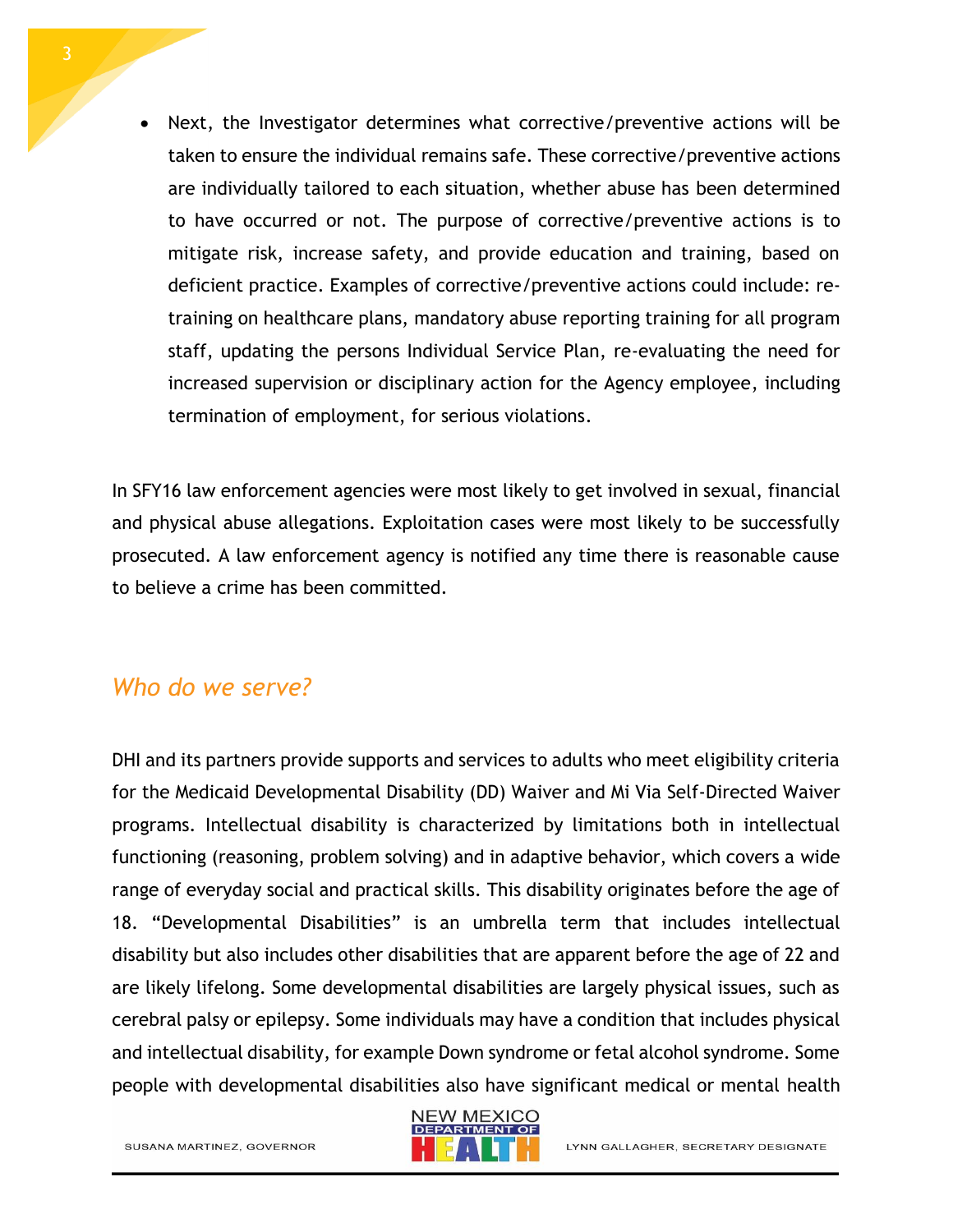- Next, the Investigator determines what corrective/preventive actions will be taken to ensure the individual remains safe. These corrective/preventive actions are individually tailored to each situation, whether abuse has been determined to have occurred or not. The purpose of corrective/preventive actions is to mitigate risk, increase safety, and provide education and training, based on deficient practice. Examples of corrective/preventive actions could include: re-training on healthcare plans, mandatory abuse reporting training for all program staff, updating the persons Individual Service Plan, re-evaluating the need for increased supervision or disciplinary action for the Agency employee, including termination of employment, for serious violations.

In SFY16 law enforcement agencies were most likely to get involved in sexual, financial and physical abuse allegations. Exploitation cases were most likely to be successfully prosecuted. A law enforcement agency is notified any time there is reasonable cause to believe a crime has been committed.

## *Who do we serve?*

DHI and its partners provide supports and services to adults who meet eligibility criteria for the Medicaid Developmental Disability (DD) Waiver and Mi Via Self-Directed Waiver programs. Intellectual disability is characterized by limitations both in intellectual functioning (reasoning, problem solving) and in adaptive behavior, which covers a wide range of everyday social and practical skills. This disability originates before the age of 18. "Developmental Disabilities" is an umbrella term that includes intellectual disability but also includes other disabilities that are apparent before the age of 22 and are likely lifelong. Some developmental disabilities are largely physical issues, such as cerebral palsy or epilepsy. Some individuals may have a condition that includes physical and intellectual disability, for example Down syndrome or fetal alcohol syndrome. Some people with developmental disabilities also have significant medical or mental health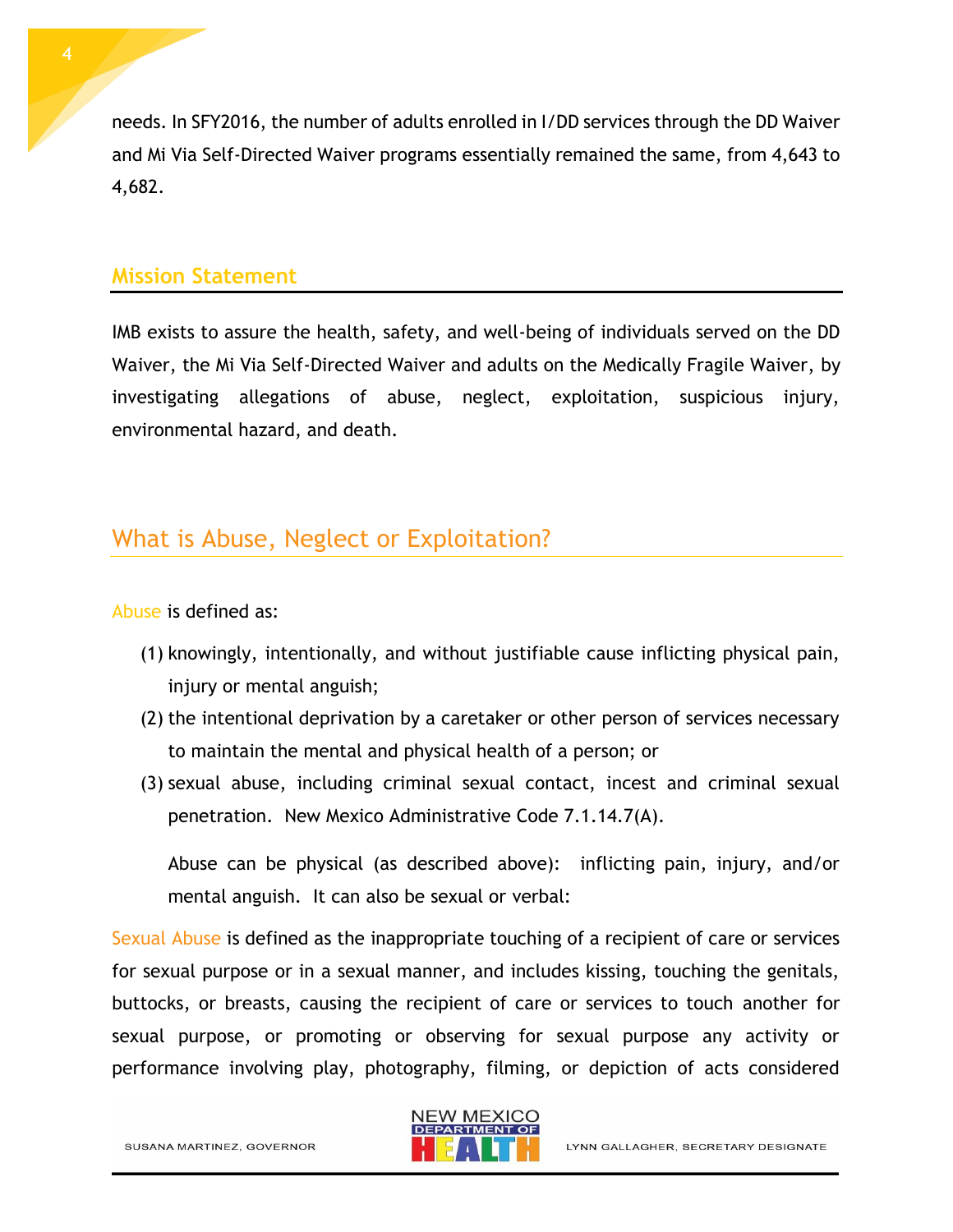needs. In SFY2016, the number of adults enrolled in I/DD services through the DD Waiver and Mi Via Self-Directed Waiver programs essentially remained the same, from 4,643 to 4,682.

## Mission Statement

IMB exists to assure the health, safety, and well-being of individuals served on the DD Waiver, the Mi Via Self-Directed Waiver and adults on the Medically Fragile Waiver, by investigating allegations of abuse, neglect, exploitation, suspicious injury, environmental hazard, and death.

## What is Abuse, Neglect or Exploitation?

Abuse is defined as:

(1) knowingly, intentionally, and without justifiable cause inflicting physical pain, injury or mental anguish;
(2) the intentional deprivation by a caretaker or other person of services necessary to maintain the mental and physical health of a person; or
(3) sexual abuse, including criminal sexual contact, incest and criminal sexual penetration. New Mexico Administrative Code 7.1.14.7(A).

Abuse can be physical (as described above): inflicting pain, injury, and/or mental anguish. It can also be sexual or verbal:

Sexual Abuse is defined as the inappropriate touching of a recipient of care or services for sexual purpose or in a sexual manner, and includes kissing, touching the genitals, buttocks, or breasts, causing the recipient of care or services to touch another for sexual purpose, or promoting or observing for sexual purpose any activity or performance involving play, photography, filming, or depiction of acts considered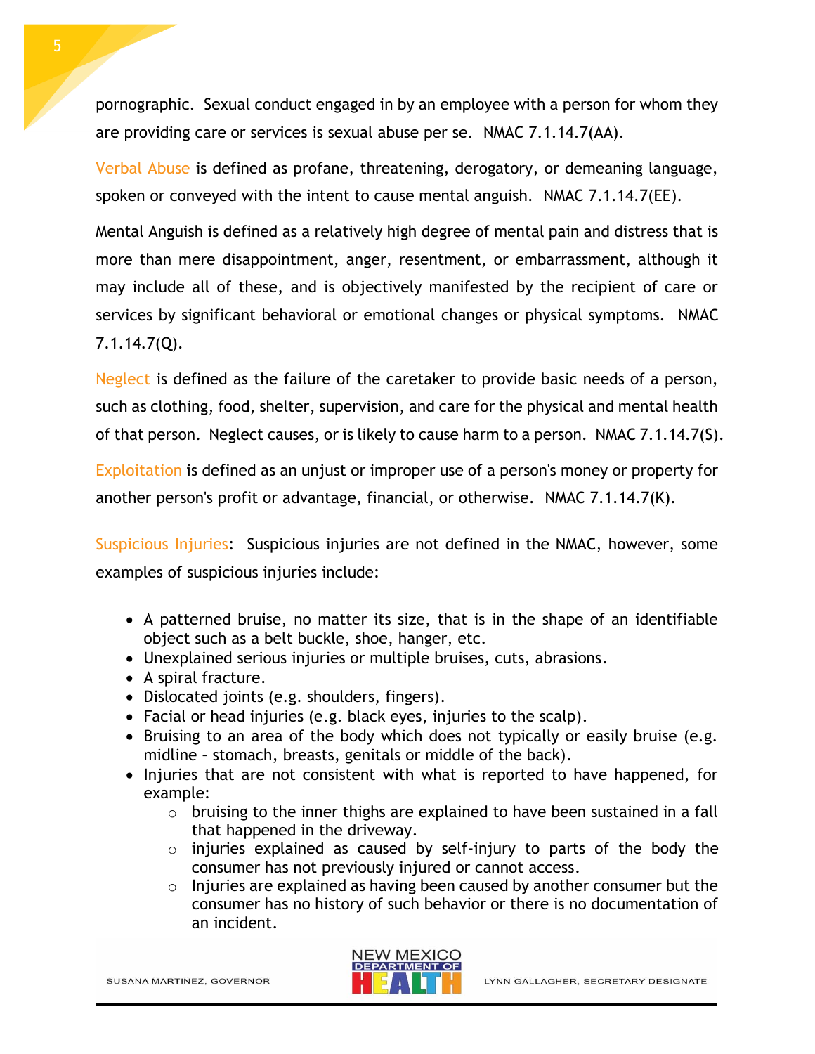pornographic. Sexual conduct engaged in by an employee with a person for whom they are providing care or services is sexual abuse per se. NMAC 7.1.14.7(AA).

Verbal Abuse is defined as profane, threatening, derogatory, or demeaning language, spoken or conveyed with the intent to cause mental anguish. NMAC 7.1.14.7(EE).

Mental Anguish is defined as a relatively high degree of mental pain and distress that is more than mere disappointment, anger, resentment, or embarrassment, although it may include all of these, and is objectively manifested by the recipient of care or services by significant behavioral or emotional changes or physical symptoms. NMAC 7.1.14.7(Q).

Neglect is defined as the failure of the caretaker to provide basic needs of a person, such as clothing, food, shelter, supervision, and care for the physical and mental health of that person. Neglect causes, or is likely to cause harm to a person. NMAC 7.1.14.7(S).

Exploitation is defined as an unjust or improper use of a person's money or property for another person's profit or advantage, financial, or otherwise. NMAC 7.1.14.7(K).

Suspicious Injuries: Suspicious injuries are not defined in the NMAC, however, some examples of suspicious injuries include:

- A patterned bruise, no matter its size, that is in the shape of an identifiable object such as a belt buckle, shoe, hanger, etc.
- Unexplained serious injuries or multiple bruises, cuts, abrasions.
- A spiral fracture.
- Dislocated joints (e.g. shoulders, fingers).
- Facial or head injuries (e.g. black eyes, injuries to the scalp).
- Bruising to an area of the body which does not typically or easily bruise (e.g. midline – stomach, breasts, genitals or middle of the back).
- Injuries that are not consistent with what is reported to have happened, for example:
  - bruising to the inner thighs are explained to have been sustained in a fall that happened in the driveway.
  - injuries explained as caused by self-injury to parts of the body the consumer has not previously injured or cannot access.
  - Injuries are explained as having been caused by another consumer but the consumer has no history of such behavior or there is no documentation of an incident.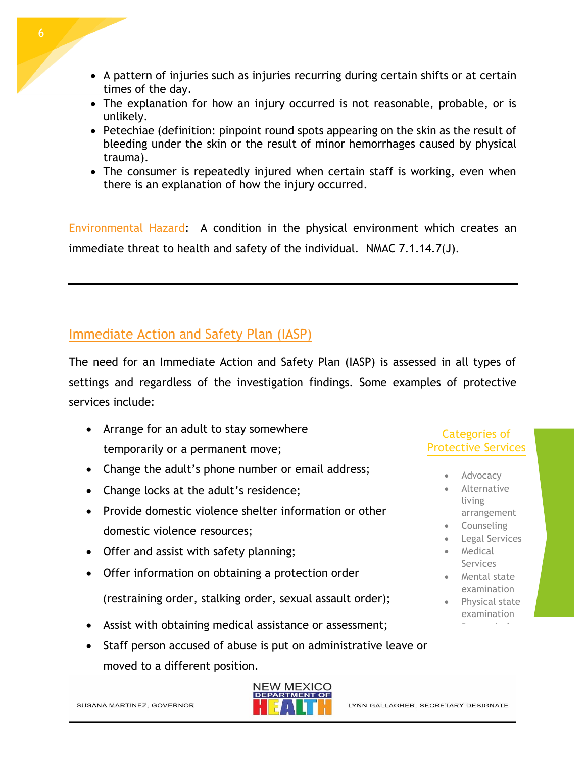- A pattern of injuries such as injuries recurring during certain shifts or at certain times of the day.
- The explanation for how an injury occurred is not reasonable, probable, or is unlikely.
- Petechiae (definition: pinpoint round spots appearing on the skin as the result of bleeding under the skin or the result of minor hemorrhages caused by physical trauma).
- The consumer is repeatedly injured when certain staff is working, even when there is an explanation of how the injury occurred.

Environmental Hazard: A condition in the physical environment which creates an immediate threat to health and safety of the individual. NMAC 7.1.14.7(J).

---

## Immediate Action and Safety Plan (IASP)

The need for an Immediate Action and Safety Plan (IASP) is assessed in all types of settings and regardless of the investigation findings. Some examples of protective services include:

- Arrange for an adult to stay somewhere temporarily or a permanent move;
- Change the adult's phone number or email address;
- Change locks at the adult's residence;
- Provide domestic violence shelter information or other domestic violence resources;
- Offer and assist with safety planning;
- Offer information on obtaining a protection order (restraining order, stalking order, sexual assault order);
- Assist with obtaining medical assistance or assessment;
- Staff person accused of abuse is put on administrative leave or moved to a different position.

**Categories of Protective Services**

- Advocacy
- Alternative living arrangement
- Counseling
- Legal Services
- Medical Services
- Mental state examination
- Physical state examination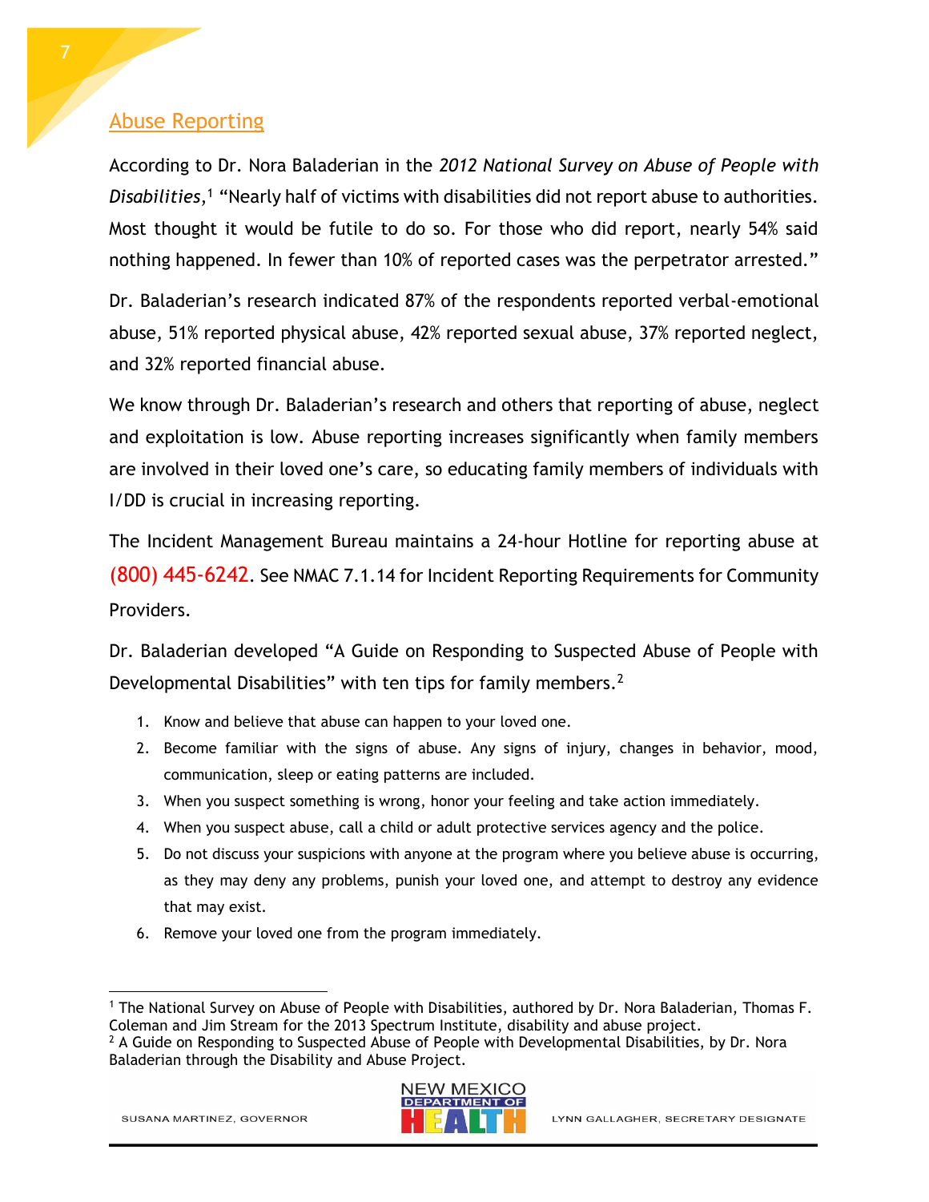## Abuse Reporting

According to Dr. Nora Baladerian in the *2012 National Survey on Abuse of People with Disabilities*,[1] "Nearly half of victims with disabilities did not report abuse to authorities. Most thought it would be futile to do so. For those who did report, nearly 54% said nothing happened. In fewer than 10% of reported cases was the perpetrator arrested."

Dr. Baladerian's research indicated 87% of the respondents reported verbal-emotional abuse, 51% reported physical abuse, 42% reported sexual abuse, 37% reported neglect, and 32% reported financial abuse.

We know through Dr. Baladerian's research and others that reporting of abuse, neglect and exploitation is low. Abuse reporting increases significantly when family members are involved in their loved one's care, so educating family members of individuals with I/DD is crucial in increasing reporting.

The Incident Management Bureau maintains a 24-hour Hotline for reporting abuse at (800) 445-6242. See NMAC 7.1.14 for Incident Reporting Requirements for Community Providers.

Dr. Baladerian developed "A Guide on Responding to Suspected Abuse of People with Developmental Disabilities" with ten tips for family members.[2]

1. Know and believe that abuse can happen to your loved one.
2. Become familiar with the signs of abuse. Any signs of injury, changes in behavior, mood, communication, sleep or eating patterns are included.
3. When you suspect something is wrong, honor your feeling and take action immediately.
4. When you suspect abuse, call a child or adult protective services agency and the police.
5. Do not discuss your suspicions with anyone at the program where you believe abuse is occurring, as they may deny any problems, punish your loved one, and attempt to destroy any evidence that may exist.
6. Remove your loved one from the program immediately.

---

[1] The National Survey on Abuse of People with Disabilities, authored by Dr. Nora Baladerian, Thomas F. Coleman and Jim Stream for the 2013 Spectrum Institute, disability and abuse project.

[2] A Guide on Responding to Suspected Abuse of People with Developmental Disabilities, by Dr. Nora Baladerian through the Disability and Abuse Project.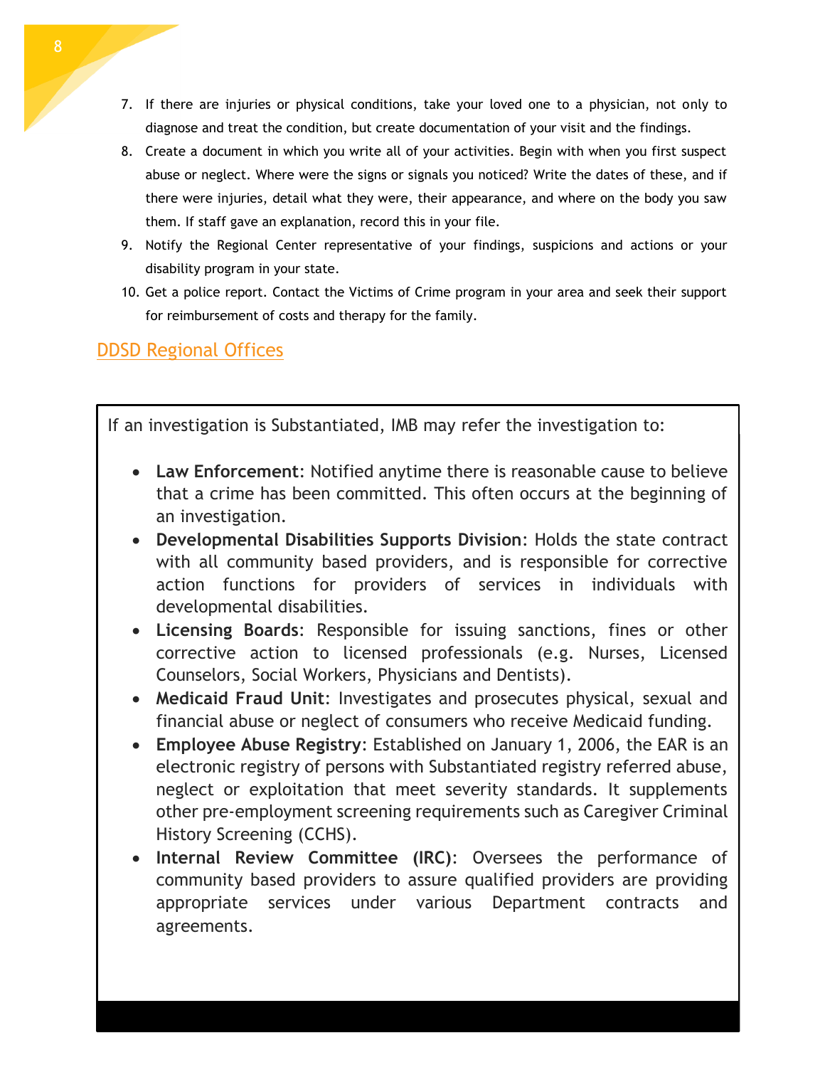7. If there are injuries or physical conditions, take your loved one to a physician, not only to diagnose and treat the condition, but create documentation of your visit and the findings.
8. Create a document in which you write all of your activities. Begin with when you first suspect abuse or neglect. Where were the signs or signals you noticed? Write the dates of these, and if there were injuries, detail what they were, their appearance, and where on the body you saw them. If staff gave an explanation, record this in your file.
9. Notify the Regional Center representative of your findings, suspicions and actions or your disability program in your state.
10. Get a police report. Contact the Victims of Crime program in your area and seek their support for reimbursement of costs and therapy for the family.

[DDSD Regional Offices]

If an investigation is Substantiated, IMB may refer the investigation to:

- **Law Enforcement**: Notified anytime there is reasonable cause to believe that a crime has been committed. This often occurs at the beginning of an investigation.
- **Developmental Disabilities Supports Division**: Holds the state contract with all community based providers, and is responsible for corrective action functions for providers of services in individuals with developmental disabilities.
- **Licensing Boards**: Responsible for issuing sanctions, fines or other corrective action to licensed professionals (e.g. Nurses, Licensed Counselors, Social Workers, Physicians and Dentists).
- **Medicaid Fraud Unit**: Investigates and prosecutes physical, sexual and financial abuse or neglect of consumers who receive Medicaid funding.
- **Employee Abuse Registry**: Established on January 1, 2006, the EAR is an electronic registry of persons with Substantiated registry referred abuse, neglect or exploitation that meet severity standards. It supplements other pre-employment screening requirements such as Caregiver Criminal History Screening (CCHS).
- **Internal Review Committee (IRC)**: Oversees the performance of community based providers to assure qualified providers are providing appropriate services under various Department contracts and agreements.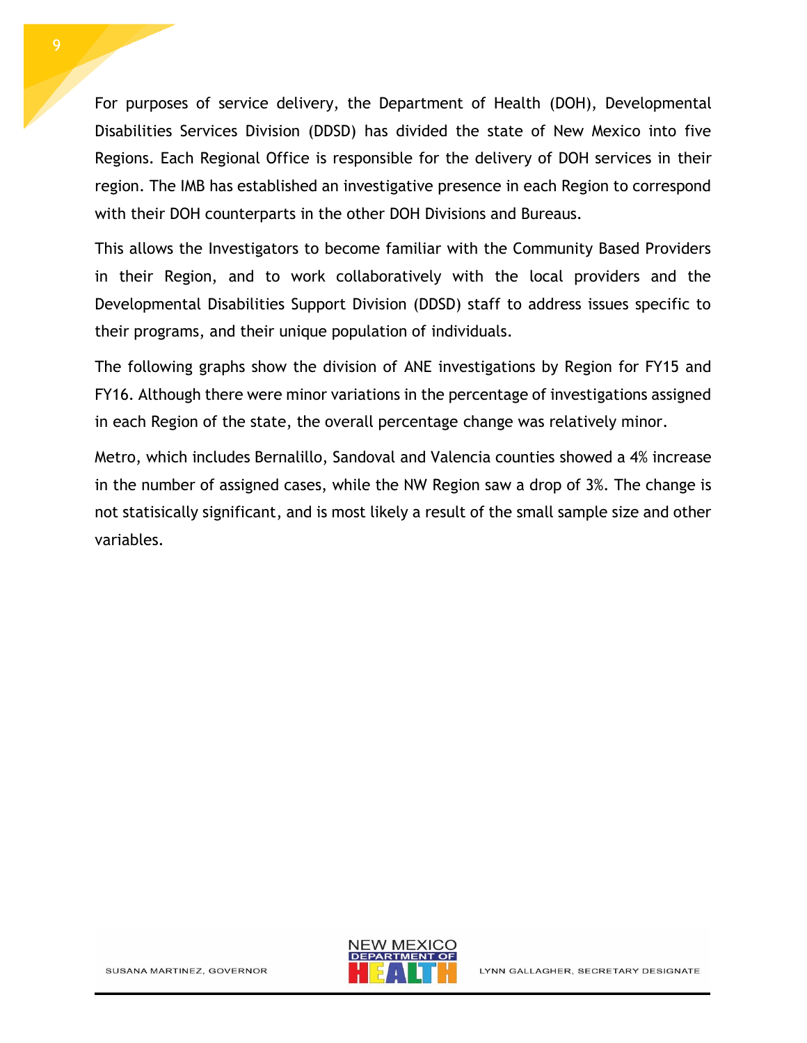For purposes of service delivery, the Department of Health (DOH), Developmental Disabilities Services Division (DDSD) has divided the state of New Mexico into five Regions. Each Regional Office is responsible for the delivery of DOH services in their region. The IMB has established an investigative presence in each Region to correspond with their DOH counterparts in the other DOH Divisions and Bureaus.

This allows the Investigators to become familiar with the Community Based Providers in their Region, and to work collaboratively with the local providers and the Developmental Disabilities Support Division (DDSD) staff to address issues specific to their programs, and their unique population of individuals.

The following graphs show the division of ANE investigations by Region for FY15 and FY16. Although there were minor variations in the percentage of investigations assigned in each Region of the state, the overall percentage change was relatively minor.

Metro, which includes Bernalillo, Sandoval and Valencia counties showed a 4% increase in the number of assigned cases, while the NW Region saw a drop of 3%. The change is not statisically significant, and is most likely a result of the small sample size and other variables.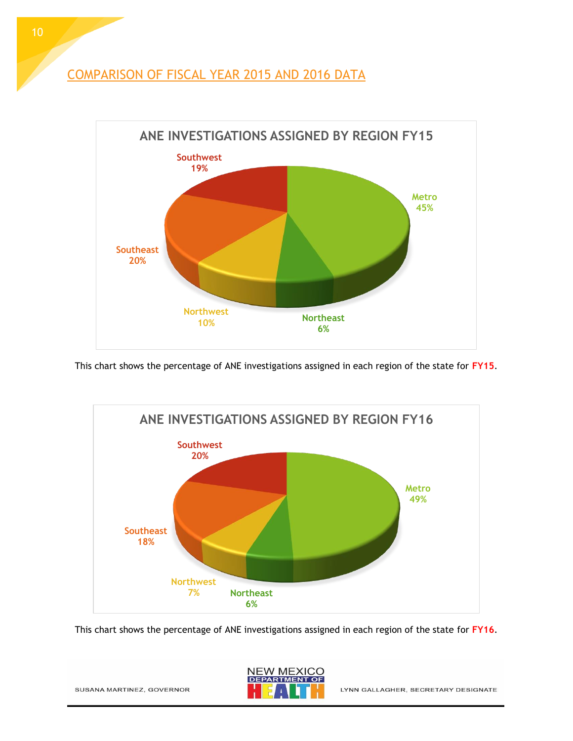## COMPARISON OF FISCAL YEAR 2015 AND 2016 DATA

**ANE INVESTIGATIONS ASSIGNED BY REGION FY15**

| Region | Percentage |
|---|---|
| Metro | 45% |
| Northeast | 6% |
| Northwest | 10% |
| Southeast | 20% |
| Southwest | 19% |

This chart shows the percentage of ANE investigations assigned in each region of the state for **FY15**.

**ANE INVESTIGATIONS ASSIGNED BY REGION FY16**

| Region | Percentage |
|---|---|
| Metro | 49% |
| Northeast | 6% |
| Northwest | 7% |
| Southeast | 18% |
| Southwest | 20% |

This chart shows the percentage of ANE investigations assigned in each region of the state for **FY16**.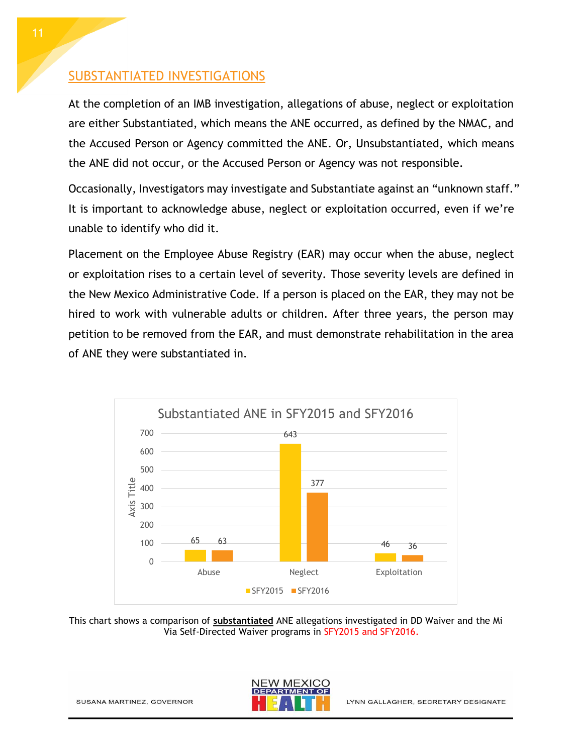## SUBSTANTIATED INVESTIGATIONS

At the completion of an IMB investigation, allegations of abuse, neglect or exploitation are either Substantiated, which means the ANE occurred, as defined by the NMAC, and the Accused Person or Agency committed the ANE. Or, Unsubstantiated, which means the ANE did not occur, or the Accused Person or Agency was not responsible.

Occasionally, Investigators may investigate and Substantiate against an "unknown staff." It is important to acknowledge abuse, neglect or exploitation occurred, even if we're unable to identify who did it.

Placement on the Employee Abuse Registry (EAR) may occur when the abuse, neglect or exploitation rises to a certain level of severity. Those severity levels are defined in the New Mexico Administrative Code. If a person is placed on the EAR, they may not be hired to work with vulnerable adults or children. After three years, the person may petition to be removed from the EAR, and must demonstrate rehabilitation in the area of ANE they were substantiated in.

**Substantiated ANE in SFY2015 and SFY2016**

| | SFY2015 | SFY2016 |
|---|---|---|
| Abuse | 65 | 63 |
| Neglect | 643 | 377 |
| Exploitation | 46 | 36 |

This chart shows a comparison of **substantiated** ANE allegations investigated in DD Waiver and the Mi Via Self-Directed Waiver programs in SFY2015 and SFY2016.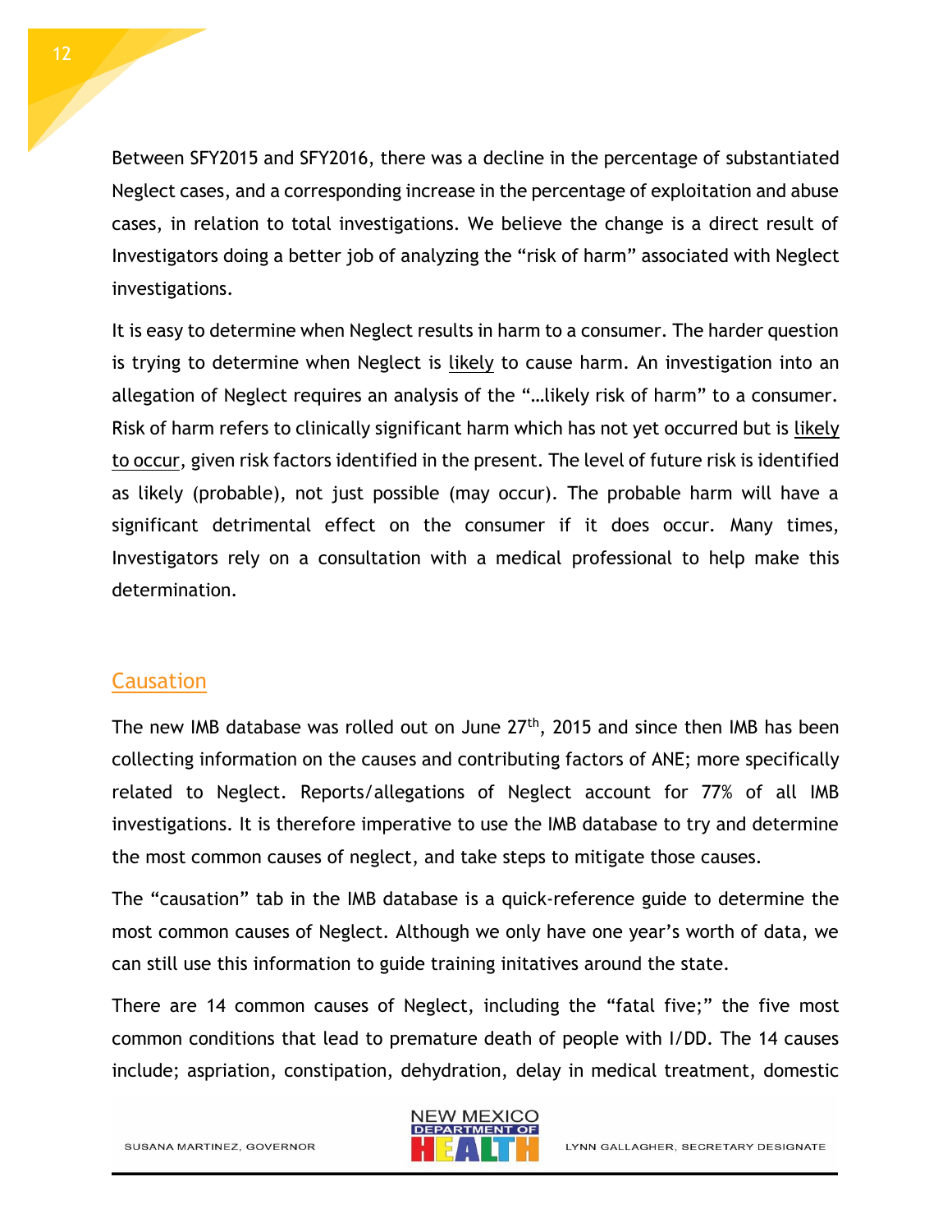Between SFY2015 and SFY2016, there was a decline in the percentage of substantiated Neglect cases, and a corresponding increase in the percentage of exploitation and abuse cases, in relation to total investigations. We believe the change is a direct result of Investigators doing a better job of analyzing the "risk of harm" associated with Neglect investigations.

It is easy to determine when Neglect results in harm to a consumer. The harder question is trying to determine when Neglect is likely to cause harm. An investigation into an allegation of Neglect requires an analysis of the "…likely risk of harm" to a consumer. Risk of harm refers to clinically significant harm which has not yet occurred but is likely to occur, given risk factors identified in the present. The level of future risk is identified as likely (probable), not just possible (may occur). The probable harm will have a significant detrimental effect on the consumer if it does occur. Many times, Investigators rely on a consultation with a medical professional to help make this determination.

## Causation

The new IMB database was rolled out on June 27th, 2015 and since then IMB has been collecting information on the causes and contributing factors of ANE; more specifically related to Neglect. Reports/allegations of Neglect account for 77% of all IMB investigations. It is therefore imperative to use the IMB database to try and determine the most common causes of neglect, and take steps to mitigate those causes.

The "causation" tab in the IMB database is a quick-reference guide to determine the most common causes of Neglect. Although we only have one year's worth of data, we can still use this information to guide training initatives around the state.

There are 14 common causes of Neglect, including the "fatal five;" the five most common conditions that lead to premature death of people with I/DD. The 14 causes include; aspriation, constipation, dehydration, delay in medical treatment, domestic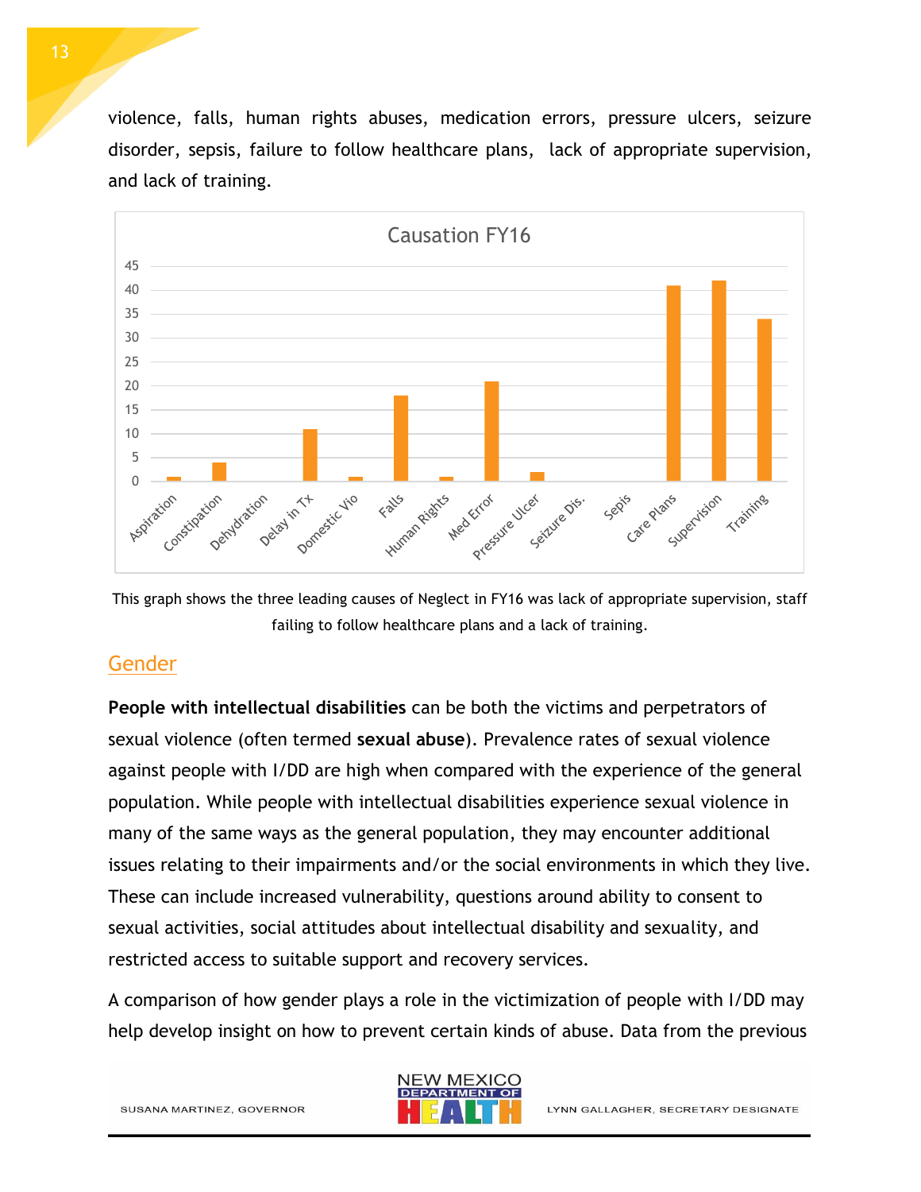violence, falls, human rights abuses, medication errors, pressure ulcers, seizure disorder, sepsis, failure to follow healthcare plans, lack of appropriate supervision, and lack of training.

This graph shows the three leading causes of Neglect in FY16 was lack of appropriate supervision, staff failing to follow healthcare plans and a lack of training.

## Gender

**People with intellectual disabilities** can be both the victims and perpetrators of sexual violence (often termed **sexual abuse**). Prevalence rates of sexual violence against people with I/DD are high when compared with the experience of the general population. While people with intellectual disabilities experience sexual violence in many of the same ways as the general population, they may encounter additional issues relating to their impairments and/or the social environments in which they live. These can include increased vulnerability, questions around ability to consent to sexual activities, social attitudes about intellectual disability and sexuality, and restricted access to suitable support and recovery services.

A comparison of how gender plays a role in the victimization of people with I/DD may help develop insight on how to prevent certain kinds of abuse. Data from the previous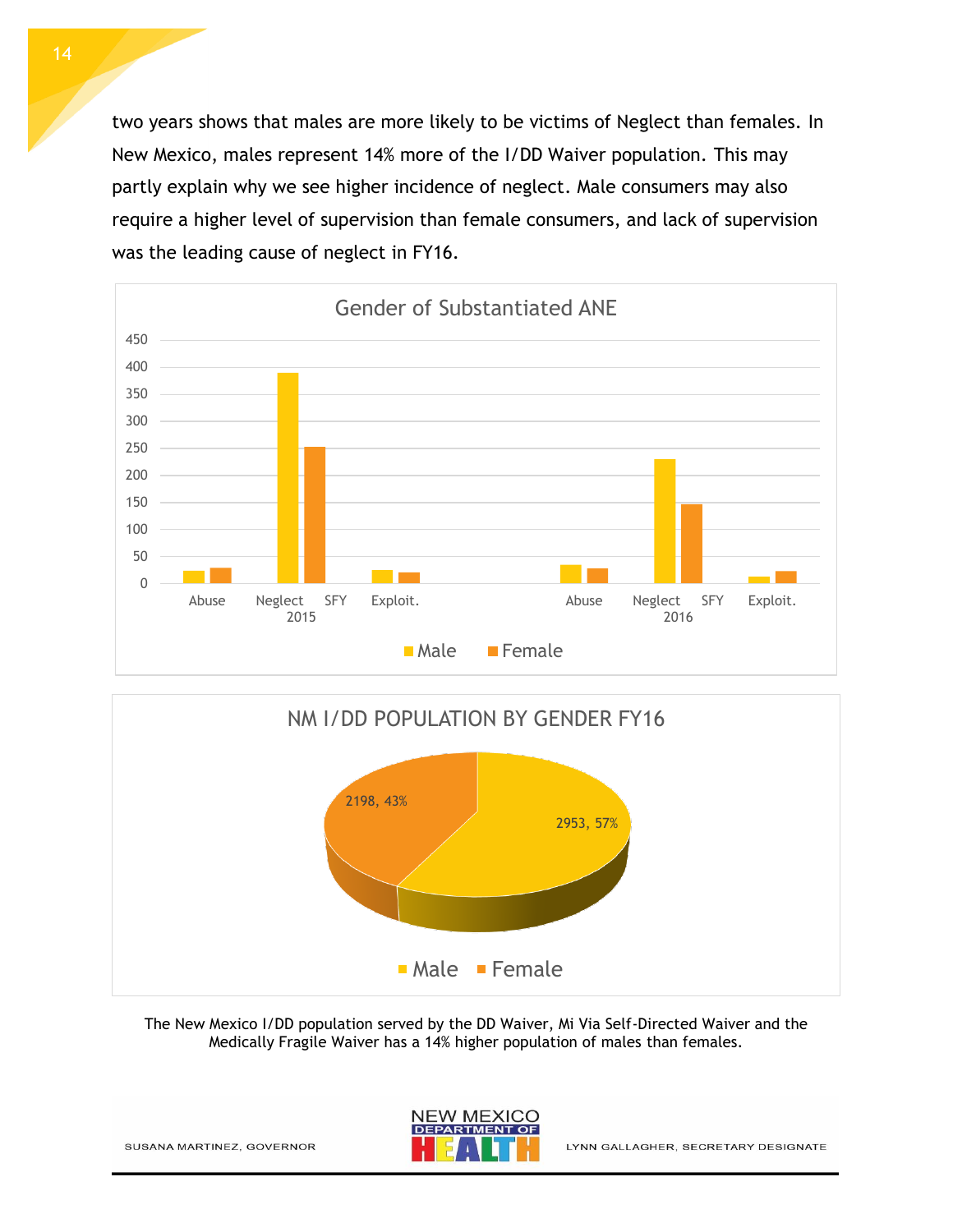two years shows that males are more likely to be victims of Neglect than females. In New Mexico, males represent 14% more of the I/DD Waiver population. This may partly explain why we see higher incidence of neglect. Male consumers may also require a higher level of supervision than female consumers, and lack of supervision was the leading cause of neglect in FY16.

The New Mexico I/DD population served by the DD Waiver, Mi Via Self-Directed Waiver and the Medically Fragile Waiver has a 14% higher population of males than females.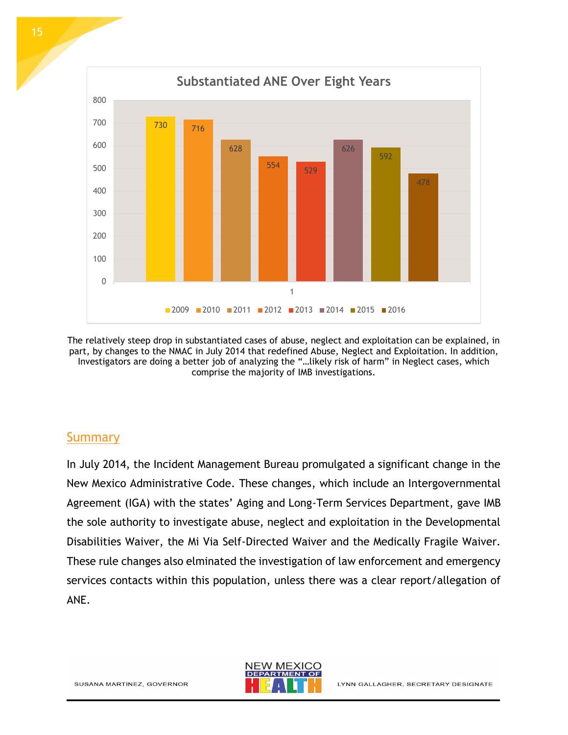**Substantiated ANE Over Eight Years**

| 2009 | 2010 | 2011 | 2012 | 2013 | 2014 | 2015 | 2016 |
|---|---|---|---|---|---|---|---|
| 730 | 716 | 628 | 554 | 529 | 626 | 592 | 478 |

The relatively steep drop in substantiated cases of abuse, neglect and exploitation can be explained, in part, by changes to the NMAC in July 2014 that redefined Abuse, Neglect and Exploitation. In addition, Investigators are doing a better job of analyzing the "…likely risk of harm" in Neglect cases, which comprise the majority of IMB investigations.

## Summary

In July 2014, the Incident Management Bureau promulgated a significant change in the New Mexico Administrative Code. These changes, which include an Intergovernmental Agreement (IGA) with the states' Aging and Long-Term Services Department, gave IMB the sole authority to investigate abuse, neglect and exploitation in the Developmental Disabilities Waiver, the Mi Via Self-Directed Waiver and the Medically Fragile Waiver. These rule changes also elminated the investigation of law enforcement and emergency services contacts within this population, unless there was a clear report/allegation of ANE.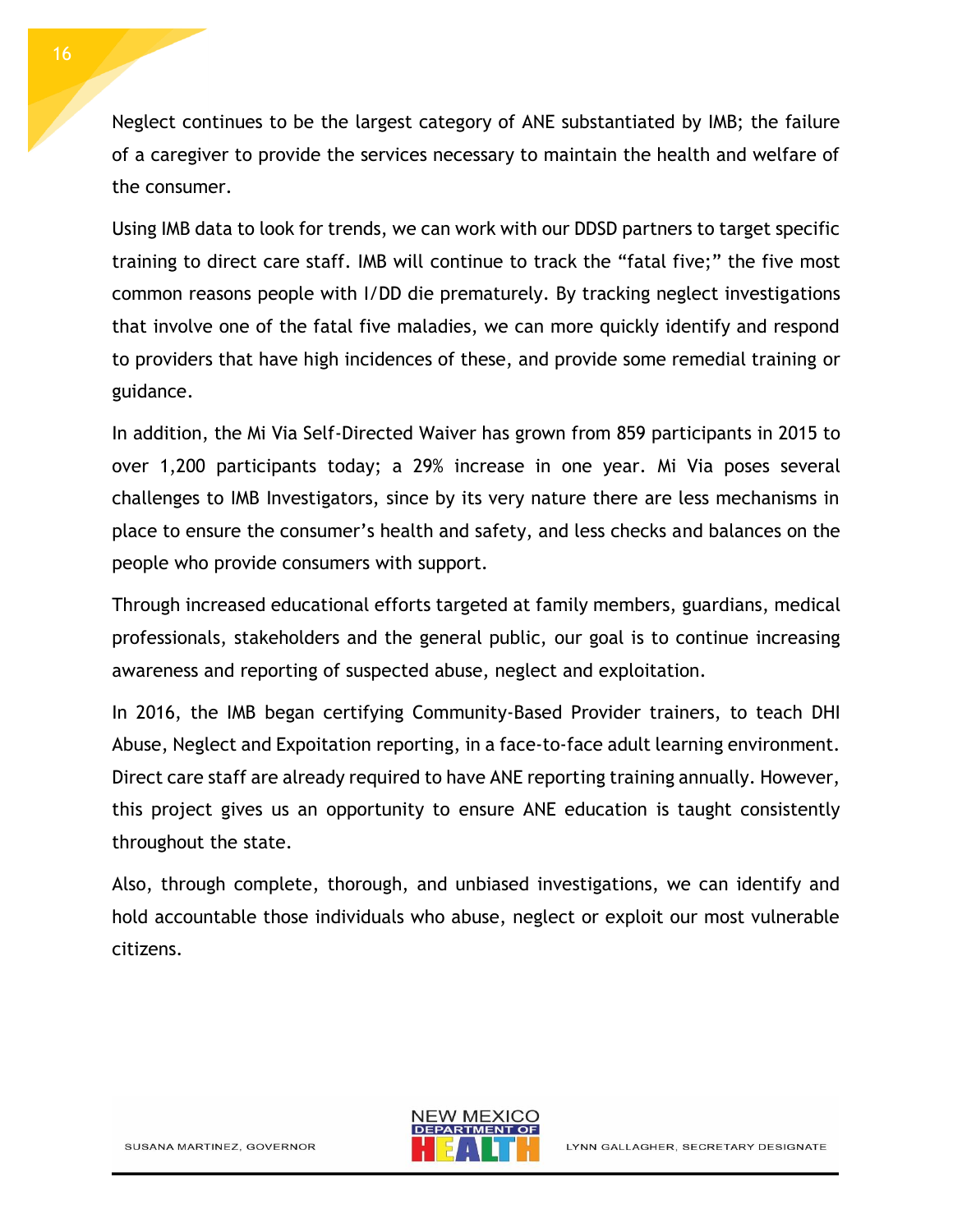Neglect continues to be the largest category of ANE substantiated by IMB; the failure of a caregiver to provide the services necessary to maintain the health and welfare of the consumer.

Using IMB data to look for trends, we can work with our DDSD partners to target specific training to direct care staff. IMB will continue to track the "fatal five;" the five most common reasons people with I/DD die prematurely. By tracking neglect investigations that involve one of the fatal five maladies, we can more quickly identify and respond to providers that have high incidences of these, and provide some remedial training or guidance.

In addition, the Mi Via Self-Directed Waiver has grown from 859 participants in 2015 to over 1,200 participants today; a 29% increase in one year. Mi Via poses several challenges to IMB Investigators, since by its very nature there are less mechanisms in place to ensure the consumer's health and safety, and less checks and balances on the people who provide consumers with support.

Through increased educational efforts targeted at family members, guardians, medical professionals, stakeholders and the general public, our goal is to continue increasing awareness and reporting of suspected abuse, neglect and exploitation.

In 2016, the IMB began certifying Community-Based Provider trainers, to teach DHI Abuse, Neglect and Expoitation reporting, in a face-to-face adult learning environment. Direct care staff are already required to have ANE reporting training annually. However, this project gives us an opportunity to ensure ANE education is taught consistently throughout the state.

Also, through complete, thorough, and unbiased investigations, we can identify and hold accountable those individuals who abuse, neglect or exploit our most vulnerable citizens.